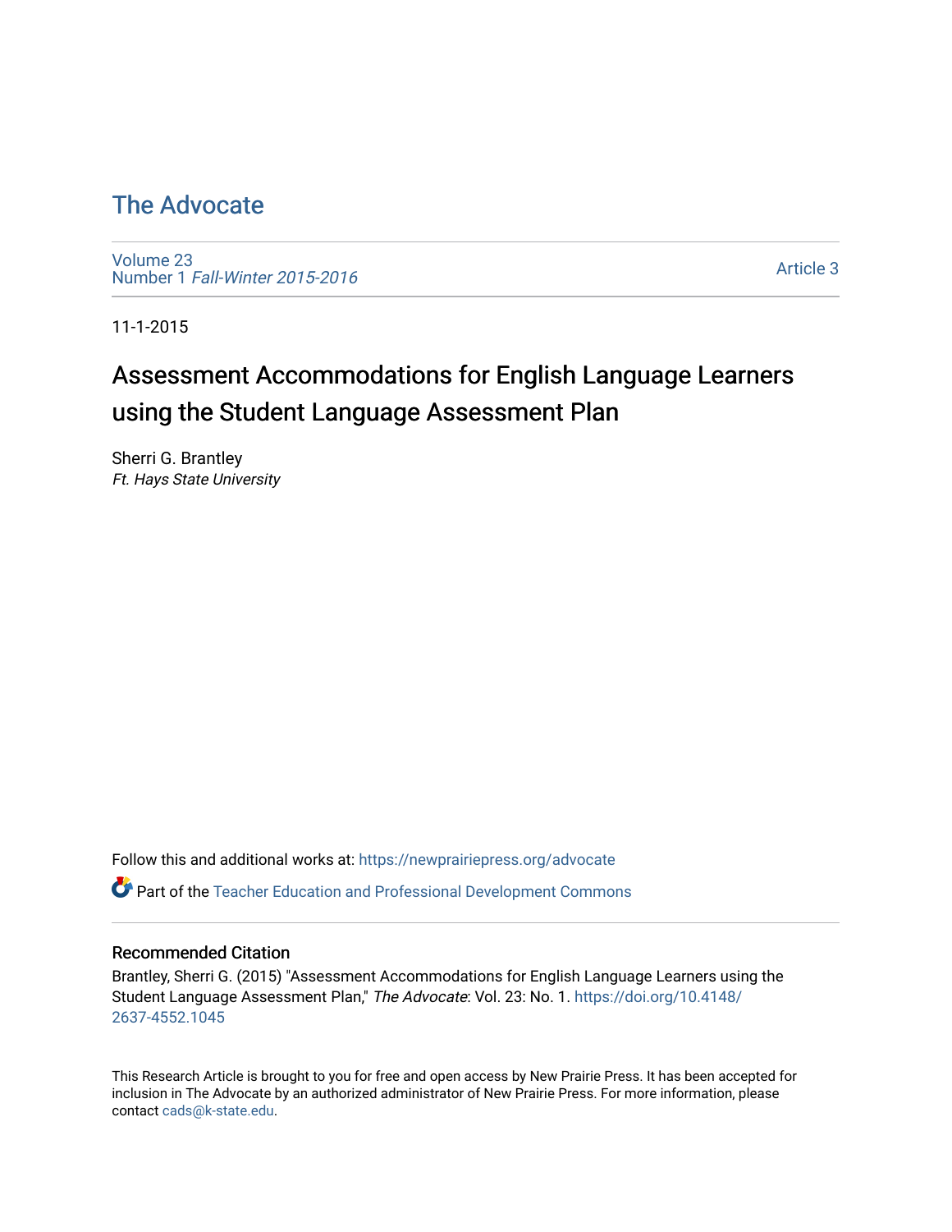# The Advocate

Volume 23
Number 1 *Fall-Winter 2015-2016*

Article 3

11-1-2015

## Assessment Accommodations for English Language Learners using the Student Language Assessment Plan

Sherri G. Brantley
*Ft. Hays State University*

Follow this and additional works at: https://newprairiepress.org/advocate

Part of the Teacher Education and Professional Development Commons

### Recommended Citation

Brantley, Sherri G. (2015) "Assessment Accommodations for English Language Learners using the Student Language Assessment Plan," *The Advocate*: Vol. 23: No. 1. https://doi.org/10.4148/2637-4552.1045

This Research Article is brought to you for free and open access by New Prairie Press. It has been accepted for inclusion in The Advocate by an authorized administrator of New Prairie Press. For more information, please contact cads@k-state.edu.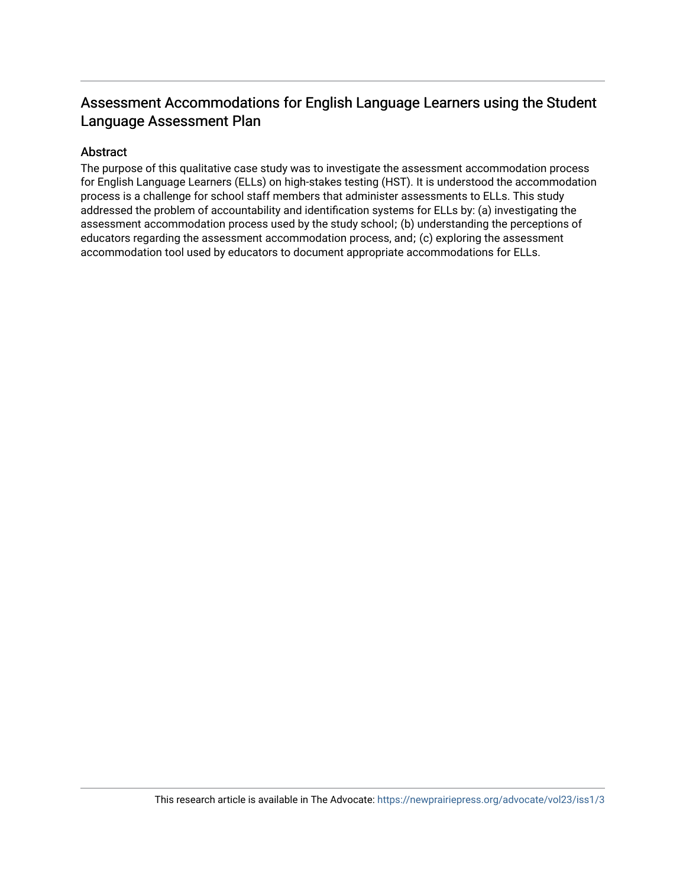# Assessment Accommodations for English Language Learners using the Student Language Assessment Plan

## Abstract

The purpose of this qualitative case study was to investigate the assessment accommodation process for English Language Learners (ELLs) on high-stakes testing (HST). It is understood the accommodation process is a challenge for school staff members that administer assessments to ELLs. This study addressed the problem of accountability and identification systems for ELLs by: (a) investigating the assessment accommodation process used by the study school; (b) understanding the perceptions of educators regarding the assessment accommodation process, and; (c) exploring the assessment accommodation tool used by educators to document appropriate accommodations for ELLs.

This research article is available in The Advocate: https://newprairiepress.org/advocate/vol23/iss1/3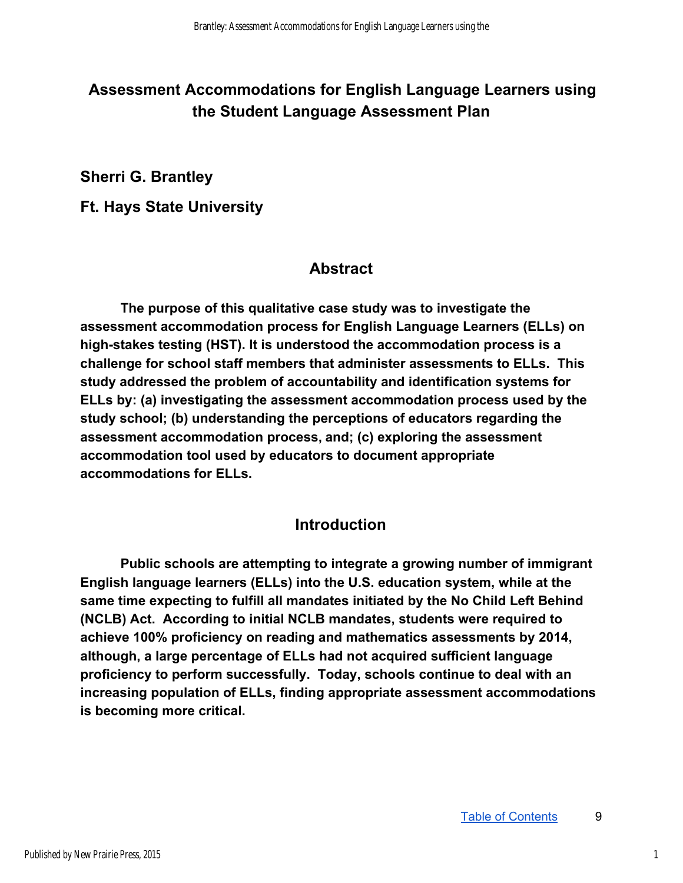# Assessment Accommodations for English Language Learners using the Student Language Assessment Plan

**Sherri G. Brantley**

**Ft. Hays State University**

## Abstract

**The purpose of this qualitative case study was to investigate the assessment accommodation process for English Language Learners (ELLs) on high-stakes testing (HST). It is understood the accommodation process is a challenge for school staff members that administer assessments to ELLs. This study addressed the problem of accountability and identification systems for ELLs by: (a) investigating the assessment accommodation process used by the study school; (b) understanding the perceptions of educators regarding the assessment accommodation process, and; (c) exploring the assessment accommodation tool used by educators to document appropriate accommodations for ELLs.**

## Introduction

**Public schools are attempting to integrate a growing number of immigrant English language learners (ELLs) into the U.S. education system, while at the same time expecting to fulfill all mandates initiated by the No Child Left Behind (NCLB) Act. According to initial NCLB mandates, students were required to achieve 100% proficiency on reading and mathematics assessments by 2014, although, a large percentage of ELLs had not acquired sufficient language proficiency to perform successfully. Today, schools continue to deal with an increasing population of ELLs, finding appropriate assessment accommodations is becoming more critical.**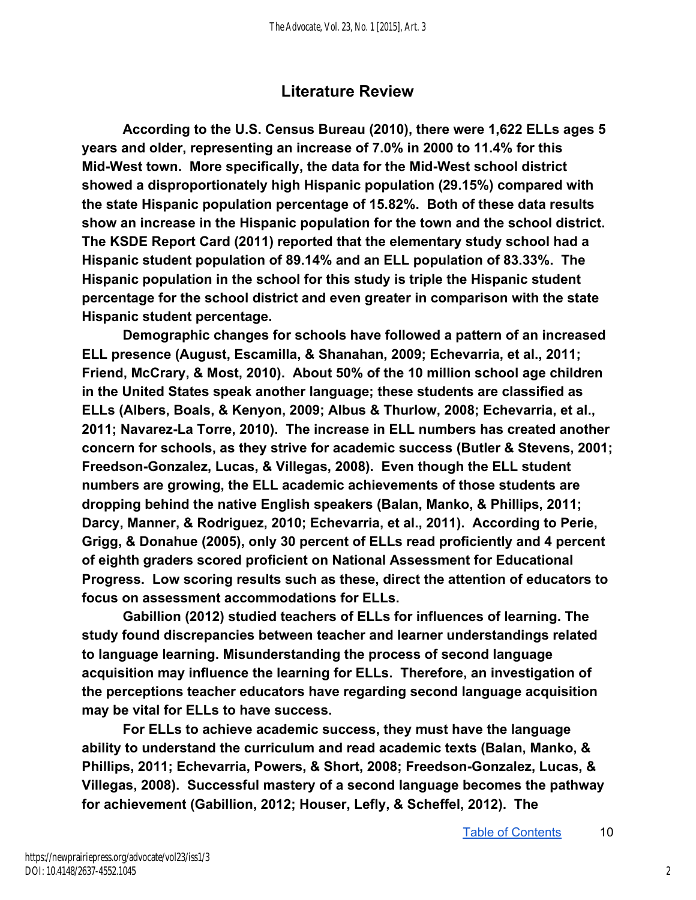## Literature Review

**According to the U.S. Census Bureau (2010), there were 1,622 ELLs ages 5 years and older, representing an increase of 7.0% in 2000 to 11.4% for this Mid-West town. More specifically, the data for the Mid-West school district showed a disproportionately high Hispanic population (29.15%) compared with the state Hispanic population percentage of 15.82%. Both of these data results show an increase in the Hispanic population for the town and the school district. The KSDE Report Card (2011) reported that the elementary study school had a Hispanic student population of 89.14% and an ELL population of 83.33%. The Hispanic population in the school for this study is triple the Hispanic student percentage for the school district and even greater in comparison with the state Hispanic student percentage.**

**Demographic changes for schools have followed a pattern of an increased ELL presence (August, Escamilla, & Shanahan, 2009; Echevarria, et al., 2011; Friend, McCrary, & Most, 2010). About 50% of the 10 million school age children in the United States speak another language; these students are classified as ELLs (Albers, Boals, & Kenyon, 2009; Albus & Thurlow, 2008; Echevarria, et al., 2011; Navarez-La Torre, 2010). The increase in ELL numbers has created another concern for schools, as they strive for academic success (Butler & Stevens, 2001; Freedson-Gonzalez, Lucas, & Villegas, 2008). Even though the ELL student numbers are growing, the ELL academic achievements of those students are dropping behind the native English speakers (Balan, Manko, & Phillips, 2011; Darcy, Manner, & Rodriguez, 2010; Echevarria, et al., 2011). According to Perie, Grigg, & Donahue (2005), only 30 percent of ELLs read proficiently and 4 percent of eighth graders scored proficient on National Assessment for Educational Progress. Low scoring results such as these, direct the attention of educators to focus on assessment accommodations for ELLs.**

**Gabillion (2012) studied teachers of ELLs for influences of learning. The study found discrepancies between teacher and learner understandings related to language learning. Misunderstanding the process of second language acquisition may influence the learning for ELLs. Therefore, an investigation of the perceptions teacher educators have regarding second language acquisition may be vital for ELLs to have success.**

**For ELLs to achieve academic success, they must have the language ability to understand the curriculum and read academic texts (Balan, Manko, & Phillips, 2011; Echevarria, Powers, & Short, 2008; Freedson-Gonzalez, Lucas, & Villegas, 2008). Successful mastery of a second language becomes the pathway for achievement (Gabillion, 2012; Houser, Lefly, & Scheffel, 2012). The**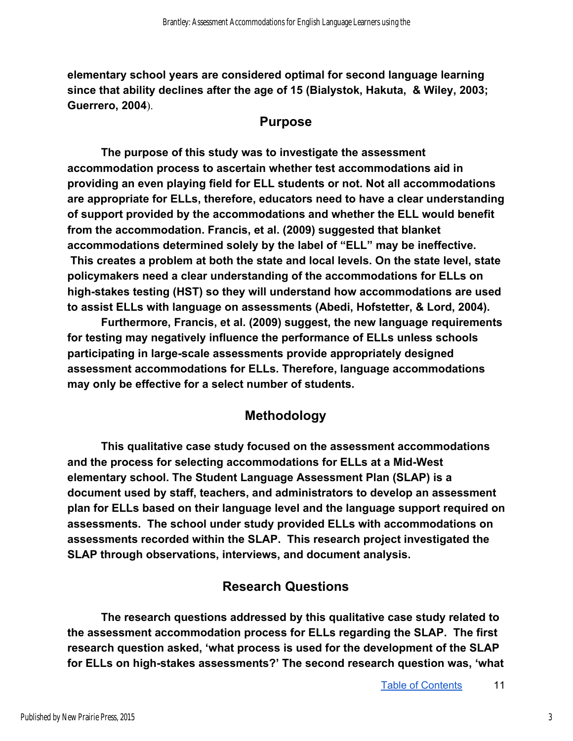**elementary school years are considered optimal for second language learning since that ability declines after the age of 15 (Bialystok, Hakuta, & Wiley, 2003; Guerrero, 2004**).

## Purpose

**The purpose of this study was to investigate the assessment accommodation process to ascertain whether test accommodations aid in providing an even playing field for ELL students or not. Not all accommodations are appropriate for ELLs, therefore, educators need to have a clear understanding of support provided by the accommodations and whether the ELL would benefit from the accommodation. Francis, et al. (2009) suggested that blanket accommodations determined solely by the label of "ELL" may be ineffective. This creates a problem at both the state and local levels. On the state level, state policymakers need a clear understanding of the accommodations for ELLs on high-stakes testing (HST) so they will understand how accommodations are used to assist ELLs with language on assessments (Abedi, Hofstetter, & Lord, 2004).**

**Furthermore, Francis, et al. (2009) suggest, the new language requirements for testing may negatively influence the performance of ELLs unless schools participating in large-scale assessments provide appropriately designed assessment accommodations for ELLs. Therefore, language accommodations may only be effective for a select number of students.**

## Methodology

**This qualitative case study focused on the assessment accommodations and the process for selecting accommodations for ELLs at a Mid-West elementary school. The Student Language Assessment Plan (SLAP) is a document used by staff, teachers, and administrators to develop an assessment plan for ELLs based on their language level and the language support required on assessments. The school under study provided ELLs with accommodations on assessments recorded within the SLAP. This research project investigated the SLAP through observations, interviews, and document analysis.**

## Research Questions

**The research questions addressed by this qualitative case study related to the assessment accommodation process for ELLs regarding the SLAP. The first research question asked, 'what process is used for the development of the SLAP for ELLs on high-stakes assessments?' The second research question was, 'what**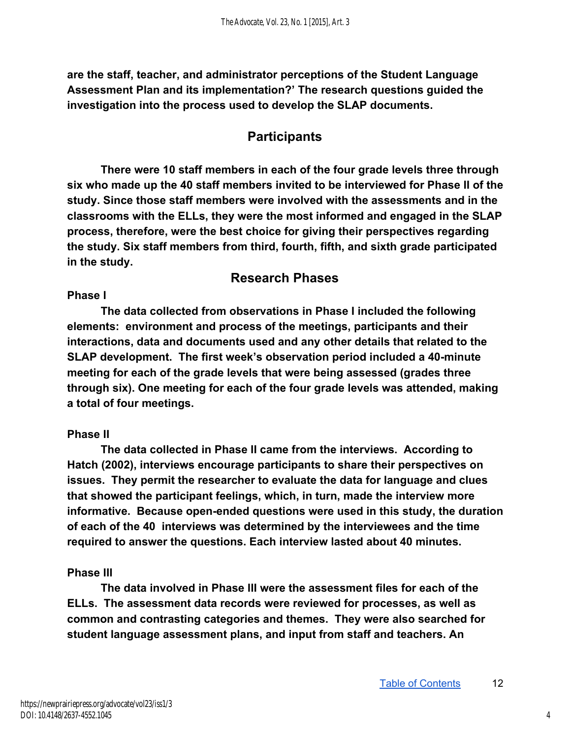are the staff, teacher, and administrator perceptions of the Student Language Assessment Plan and its implementation?' The research questions guided the investigation into the process used to develop the SLAP documents.

## Participants

There were 10 staff members in each of the four grade levels three through six who made up the 40 staff members invited to be interviewed for Phase II of the study. Since those staff members were involved with the assessments and in the classrooms with the ELLs, they were the most informed and engaged in the SLAP process, therefore, were the best choice for giving their perspectives regarding the study. Six staff members from third, fourth, fifth, and sixth grade participated in the study.

## Research Phases

### Phase I

The data collected from observations in Phase I included the following elements: environment and process of the meetings, participants and their interactions, data and documents used and any other details that related to the SLAP development. The first week's observation period included a 40-minute meeting for each of the grade levels that were being assessed (grades three through six). One meeting for each of the four grade levels was attended, making a total of four meetings.

### Phase II

The data collected in Phase II came from the interviews. According to Hatch (2002), interviews encourage participants to share their perspectives on issues. They permit the researcher to evaluate the data for language and clues that showed the participant feelings, which, in turn, made the interview more informative. Because open-ended questions were used in this study, the duration of each of the 40 interviews was determined by the interviewees and the time required to answer the questions. Each interview lasted about 40 minutes.

### Phase III

The data involved in Phase III were the assessment files for each of the ELLs. The assessment data records were reviewed for processes, as well as common and contrasting categories and themes. They were also searched for student language assessment plans, and input from staff and teachers. An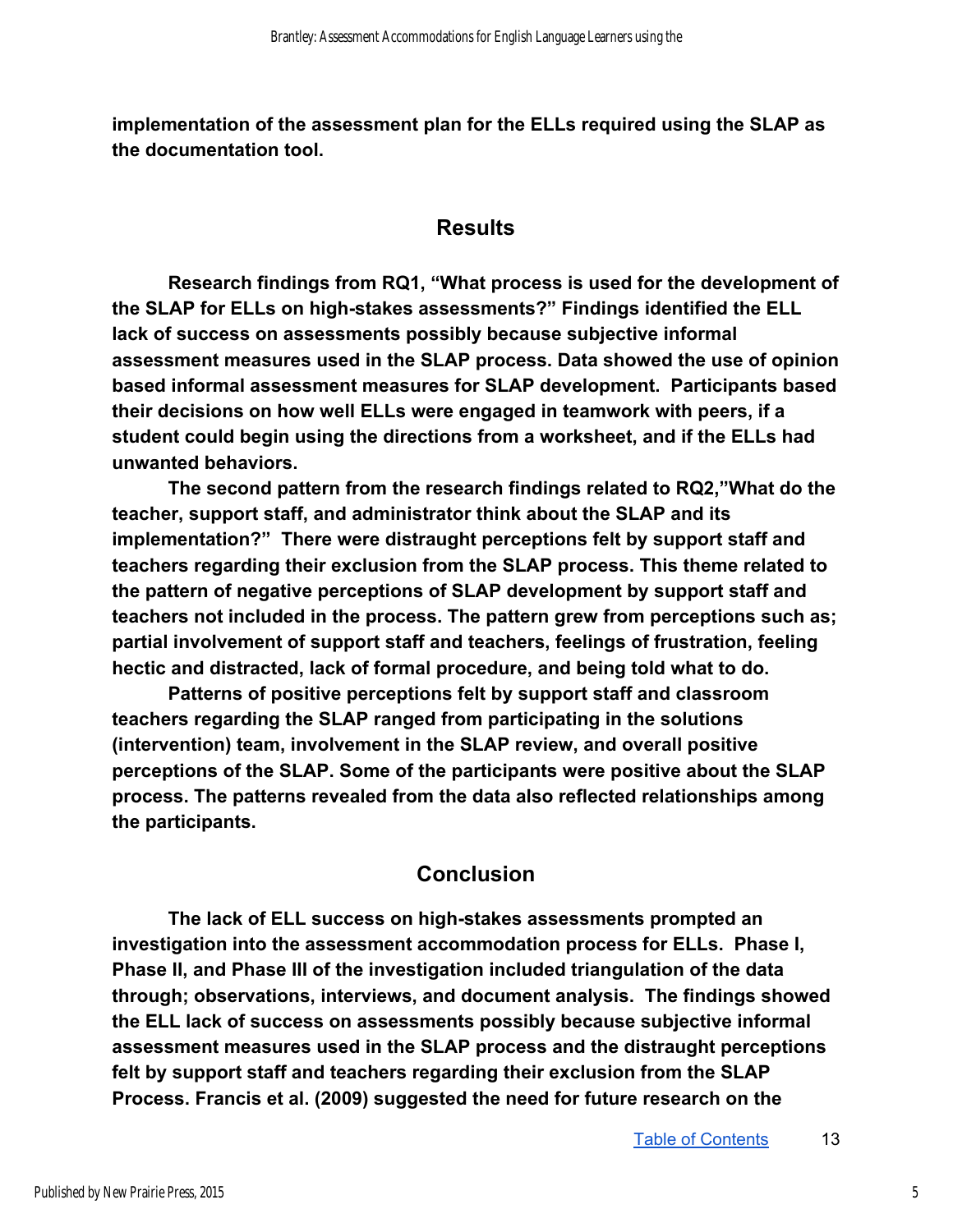**implementation of the assessment plan for the ELLs required using the SLAP as the documentation tool.**

## Results

**Research findings from RQ1, "What process is used for the development of the SLAP for ELLs on high-stakes assessments?" Findings identified the ELL lack of success on assessments possibly because subjective informal assessment measures used in the SLAP process. Data showed the use of opinion based informal assessment measures for SLAP development. Participants based their decisions on how well ELLs were engaged in teamwork with peers, if a student could begin using the directions from a worksheet, and if the ELLs had unwanted behaviors.**

**The second pattern from the research findings related to RQ2,"What do the teacher, support staff, and administrator think about the SLAP and its implementation?" There were distraught perceptions felt by support staff and teachers regarding their exclusion from the SLAP process. This theme related to the pattern of negative perceptions of SLAP development by support staff and teachers not included in the process. The pattern grew from perceptions such as; partial involvement of support staff and teachers, feelings of frustration, feeling hectic and distracted, lack of formal procedure, and being told what to do.**

**Patterns of positive perceptions felt by support staff and classroom teachers regarding the SLAP ranged from participating in the solutions (intervention) team, involvement in the SLAP review, and overall positive perceptions of the SLAP. Some of the participants were positive about the SLAP process. The patterns revealed from the data also reflected relationships among the participants.**

## Conclusion

**The lack of ELL success on high-stakes assessments prompted an investigation into the assessment accommodation process for ELLs. Phase I, Phase II, and Phase III of the investigation included triangulation of the data through; observations, interviews, and document analysis. The findings showed the ELL lack of success on assessments possibly because subjective informal assessment measures used in the SLAP process and the distraught perceptions felt by support staff and teachers regarding their exclusion from the SLAP Process. Francis et al. (2009) suggested the need for future research on the**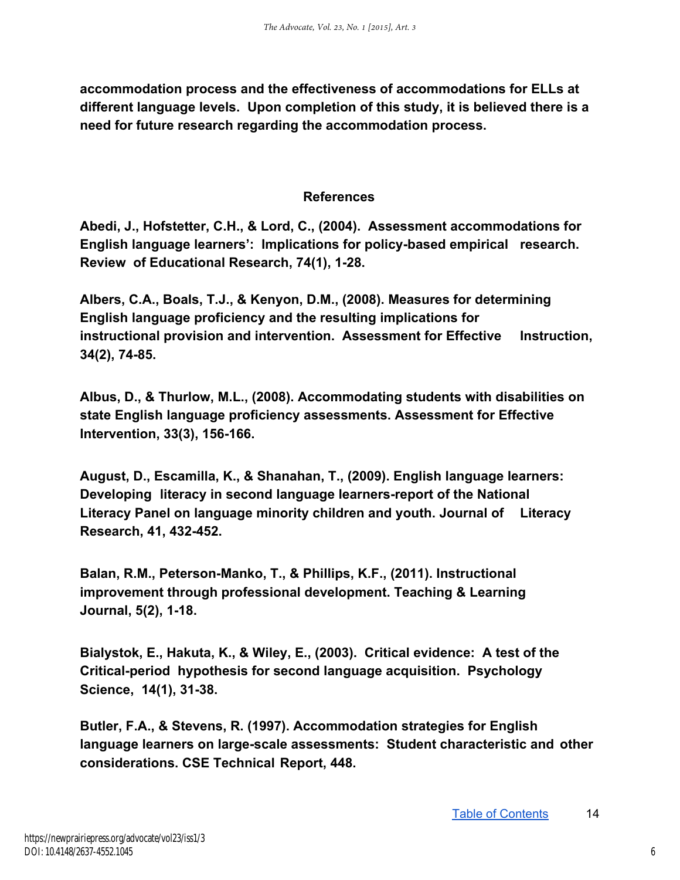**accommodation process and the effectiveness of accommodations for ELLs at different language levels. Upon completion of this study, it is believed there is a need for future research regarding the accommodation process.**

## References

**Abedi, J., Hofstetter, C.H., & Lord, C., (2004). Assessment accommodations for English language learners': Implications for policy-based empirical research. Review of Educational Research, 74(1), 1-28.**

**Albers, C.A., Boals, T.J., & Kenyon, D.M., (2008). Measures for determining English language proficiency and the resulting implications for instructional provision and intervention. Assessment for Effective Instruction, 34(2), 74-85.**

**Albus, D., & Thurlow, M.L., (2008). Accommodating students with disabilities on state English language proficiency assessments. Assessment for Effective Intervention, 33(3), 156-166.**

**August, D., Escamilla, K., & Shanahan, T., (2009). English language learners: Developing literacy in second language learners-report of the National Literacy Panel on language minority children and youth. Journal of Literacy Research, 41, 432-452.**

**Balan, R.M., Peterson-Manko, T., & Phillips, K.F., (2011). Instructional improvement through professional development. Teaching & Learning Journal, 5(2), 1-18.**

**Bialystok, E., Hakuta, K., & Wiley, E., (2003). Critical evidence: A test of the Critical-period hypothesis for second language acquisition. Psychology Science, 14(1), 31-38.**

**Butler, F.A., & Stevens, R. (1997). Accommodation strategies for English language learners on large-scale assessments: Student characteristic and other considerations. CSE Technical Report, 448.**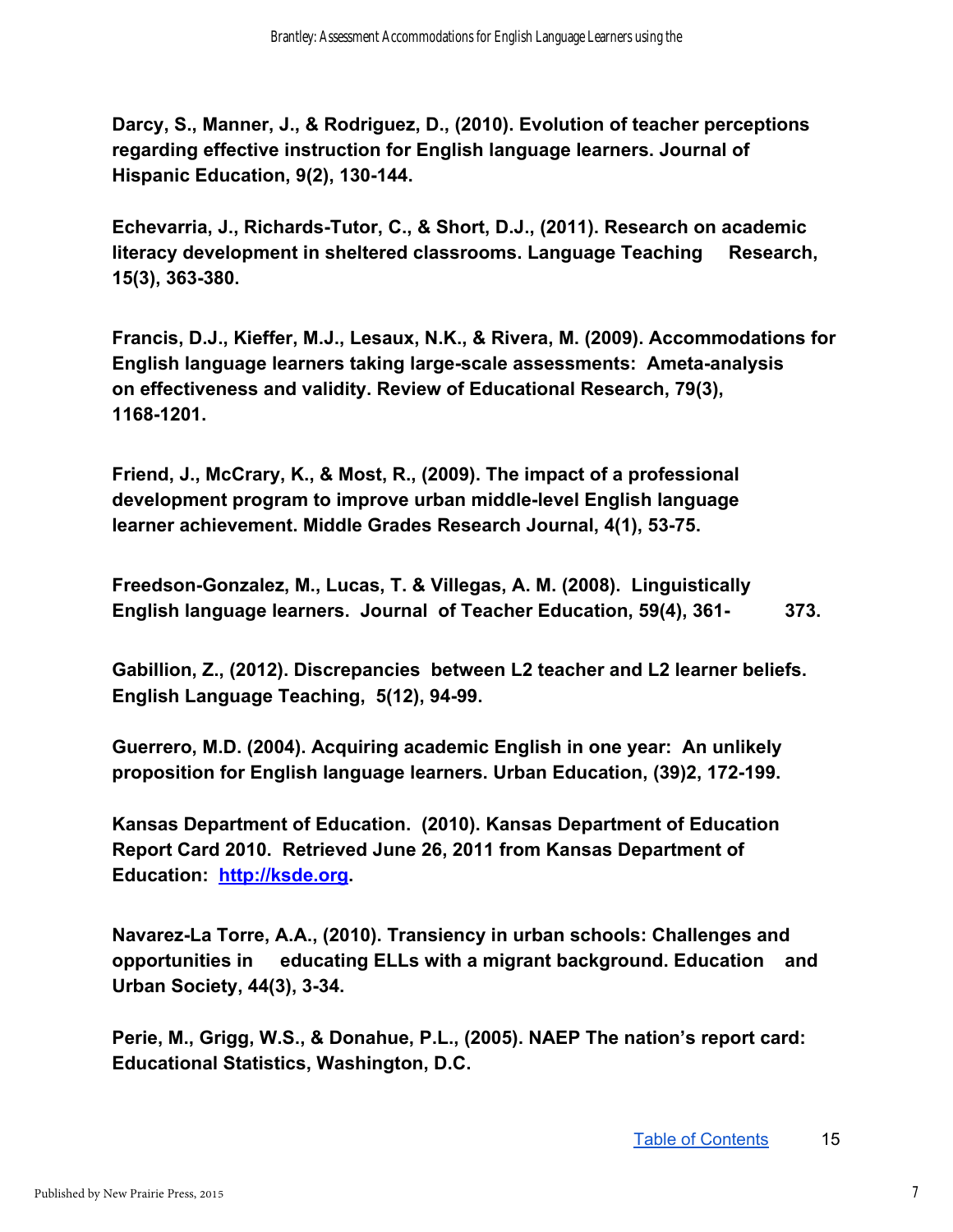**Darcy, S., Manner, J., & Rodriguez, D., (2010). Evolution of teacher perceptions regarding effective instruction for English language learners. Journal of Hispanic Education, 9(2), 130-144.**

**Echevarria, J., Richards-Tutor, C., & Short, D.J., (2011). Research on academic literacy development in sheltered classrooms. Language Teaching Research, 15(3), 363-380.**

**Francis, D.J., Kieffer, M.J., Lesaux, N.K., & Rivera, M. (2009). Accommodations for English language learners taking large-scale assessments: Ameta-analysis on effectiveness and validity. Review of Educational Research, 79(3), 1168-1201.**

**Friend, J., McCrary, K., & Most, R., (2009). The impact of a professional development program to improve urban middle-level English language learner achievement. Middle Grades Research Journal, 4(1), 53-75.**

**Freedson-Gonzalez, M., Lucas, T. & Villegas, A. M. (2008). Linguistically English language learners. Journal of Teacher Education, 59(4), 361- 373.**

**Gabillion, Z., (2012). Discrepancies between L2 teacher and L2 learner beliefs. English Language Teaching, 5(12), 94-99.**

**Guerrero, M.D. (2004). Acquiring academic English in one year: An unlikely proposition for English language learners. Urban Education, (39)2, 172-199.**

**Kansas Department of Education. (2010). Kansas Department of Education Report Card 2010. Retrieved June 26, 2011 from Kansas Department of Education: [http://ksde.org](http://ksde.org).**

**Navarez-La Torre, A.A., (2010). Transiency in urban schools: Challenges and opportunities in educating ELLs with a migrant background. Education and Urban Society, 44(3), 3-34.**

**Perie, M., Grigg, W.S., & Donahue, P.L., (2005). NAEP The nation's report card: Educational Statistics, Washington, D.C.**